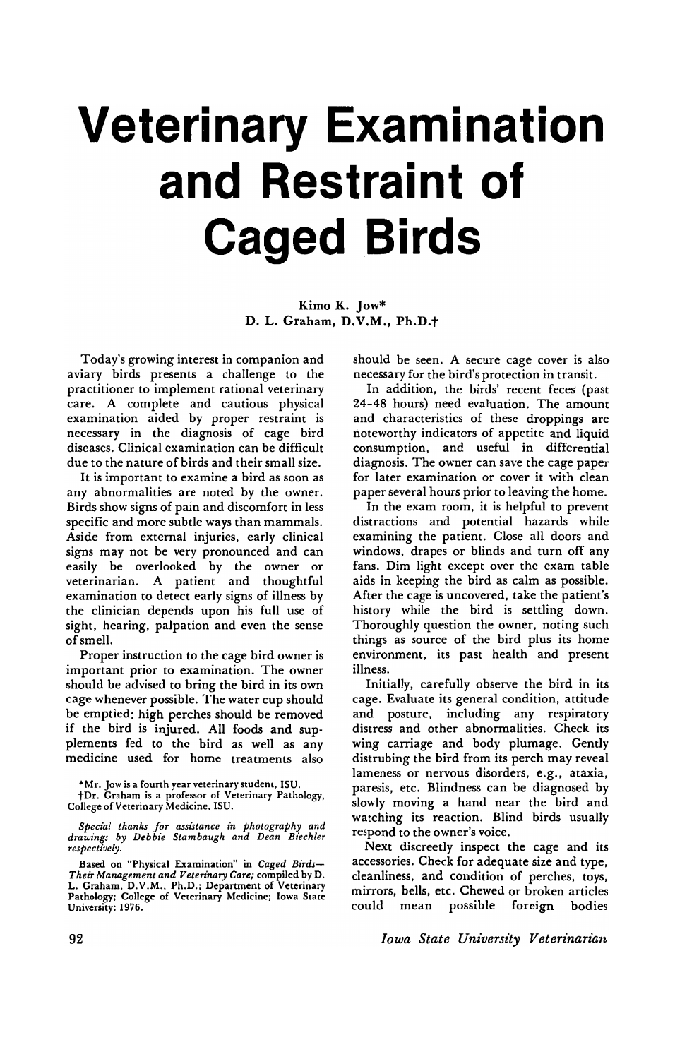# Veterinary Examination and Restraint of Caged Birds

Kimo K. Jow*
D. L. Graham, D.V.M., Ph.D.†

Today's growing interest in companion and aviary birds presents a challenge to the practitioner to implement rational veterinary care. A complete and cautious physical examination aided by proper restraint is necessary in the diagnosis of cage bird diseases. Clinical examination can be difficult due to the nature of birds and their small size.

It is important to examine a bird as soon as any abnormalities are noted by the owner. Birds show signs of pain and discomfort in less specific and more subtle ways than mammals. Aside from external injuries, early clinical signs may not be very pronounced and can easily be overlooked by the owner or veterinarian. A patient and thoughtful examination to detect early signs of illness by the clinician depends upon his full use of sight, hearing, palpation and even the sense of smell.

Proper instruction to the cage bird owner is important prior to examination. The owner should be advised to bring the bird in its own cage whenever possible. The water cup should be emptied; high perches should be removed if the bird is injured. All foods and supplements fed to the bird as well as any medicine used for home treatments also should be seen. A secure cage cover is also necessary for the bird's protection in transit.

In addition, the birds' recent feces (past 24-48 hours) need evaluation. The amount and characteristics of these droppings are noteworthy indicators of appetite and liquid consumption, and useful in differential diagnosis. The owner can save the cage paper for later examination or cover it with clean paper several hours prior to leaving the home.

In the exam room, it is helpful to prevent distractions and potential hazards while examining the patient. Close all doors and windows, drapes or blinds and turn off any fans. Dim light except over the exam table aids in keeping the bird as calm as possible. After the cage is uncovered, take the patient's history while the bird is settling down. Thoroughly question the owner, noting such things as source of the bird plus its home environment, its past health and present illness.

Initially, carefully observe the bird in its cage. Evaluate its general condition, attitude and posture, including any respiratory distress and other abnormalities. Check its wing carriage and body plumage. Gently distrubing the bird from its perch may reveal lameness or nervous disorders, e.g., ataxia, paresis, etc. Blindness can be diagnosed by slowly moving a hand near the bird and watching its reaction. Blind birds usually respond to the owner's voice.

Next discreetly inspect the cage and its accessories. Check for adequate size and type, cleanliness, and condition of perches, toys, mirrors, bells, etc. Chewed or broken articles could mean possible foreign bodies

*Mr. Jow is a fourth year veterinary student, ISU.

†Dr. Graham is a professor of Veterinary Pathology, College of Veterinary Medicine, ISU.

*Special thanks for assistance in photography and drawings by Debbie Stambaugh and Dean Biechler respectively.*

Based on "Physical Examination" in *Caged Birds—Their Management and Veterinary Care;* compiled by D. L. Graham, D.V.M., Ph.D.; Department of Veterinary Pathology; College of Veterinary Medicine; Iowa State University; 1976.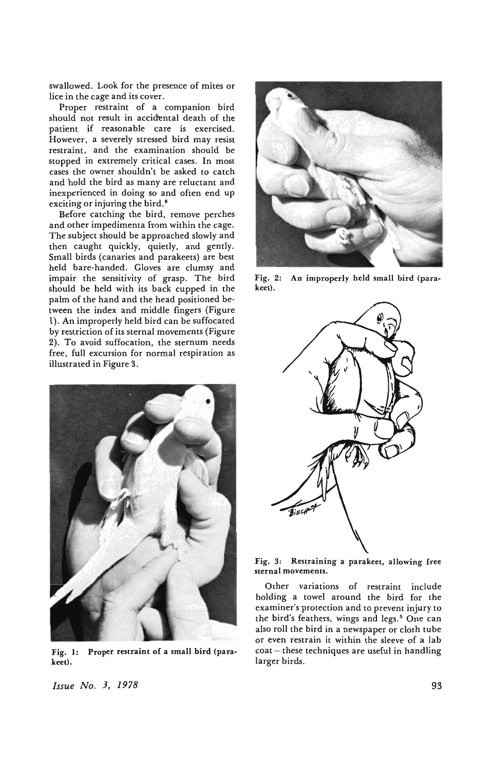swallowed. Look for the presence of mites or lice in the cage and its cover.

Proper restraint of a companion bird should not result in accidental death of the patient if reasonable care is exercised. However, a severely stressed bird may resist restraint, and the examination should be stopped in extremely critical cases. In most cases the owner shouldn't be asked to catch and hold the bird as many are reluctant and inexperienced in doing so and often end up exciting or injuring the bird.[8]

Before catching the bird, remove perches and other impedimenta from within the cage. The subject should be approached slowly and then caught quickly, quietly, and gently. Small birds (canaries and parakeets) are best held bare-handed. Gloves are clumsy and impair the sensitivity of grasp. The bird should be held with its back cupped in the palm of the hand and the head positioned between the index and middle fingers (Figure 1). An improperly held bird can be suffocated by restriction of its sternal movements (Figure 2). To avoid suffocation, the sternum needs free, full excursion for normal respiration as illustrated in Figure 3.

**Fig. 1: Proper restraint of a small bird (parakeet).**

**Fig. 2: An improperly held small bird (parakeet).**

**Fig. 3: Restraining a parakeet, allowing free sternal movements.**

Other variations of restraint include holding a towel around the bird for the examiner's protection and to prevent injury to the bird's feathers, wings and legs.[5] One can also roll the bird in a newspaper or cloth tube or even restrain it within the sleeve of a lab coat — these techniques are useful in handling larger birds.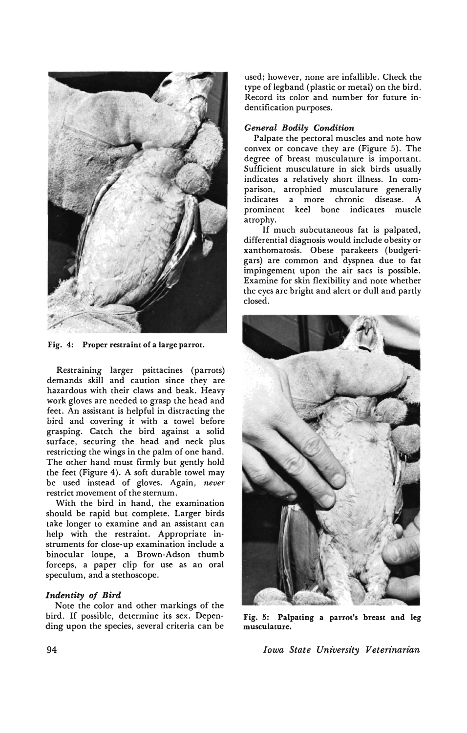Fig. 4: Proper restraint of a large parrot.

Restraining larger psittacines (parrots) demands skill and caution since they are hazardous with their claws and beak. Heavy work gloves are needed to grasp the head and feet. An assistant is helpful in distracting the bird and covering it with a towel before grasping. Catch the bird against a solid surface, securing the head and neck plus restricting the wings in the palm of one hand. The other hand must firmly but gently hold the feet (Figure 4). A soft durable towel may be used instead of gloves. Again, *never* restrict movement of the sternum.

With the bird in hand, the examination should be rapid but complete. Larger birds take longer to examine and an assistant can help with the restraint. Appropriate instruments for close-up examination include a binocular loupe, a Brown-Adson thumb forceps, a paper clip for use as an oral speculum, and a stethoscope.

### *Indentity of Bird*

Note the color and other markings of the bird. If possible, determine its sex. Depending upon the species, several criteria can be used; however, none are infallible. Check the type of legband (plastic or metal) on the bird. Record its color and number for future indentification purposes.

### *General Bodily Condition*

Palpate the pectoral muscles and note how convex or concave they are (Figure 5). The degree of breast musculature is important. Sufficient musculature in sick birds usually indicates a relatively short illness. In comparison, atrophied musculature generally indicates a more chronic disease. A prominent keel bone indicates muscle atrophy.

If much subcutaneous fat is palpated, differential diagnosis would include obesity or xanthomatosis. Obese parakeets (budgerigars) are common and dyspnea due to fat impingement upon the air sacs is possible. Examine for skin flexibility and note whether the eyes are bright and alert or dull and partly closed.

Fig. 5: Palpating a parrot's breast and leg musculature.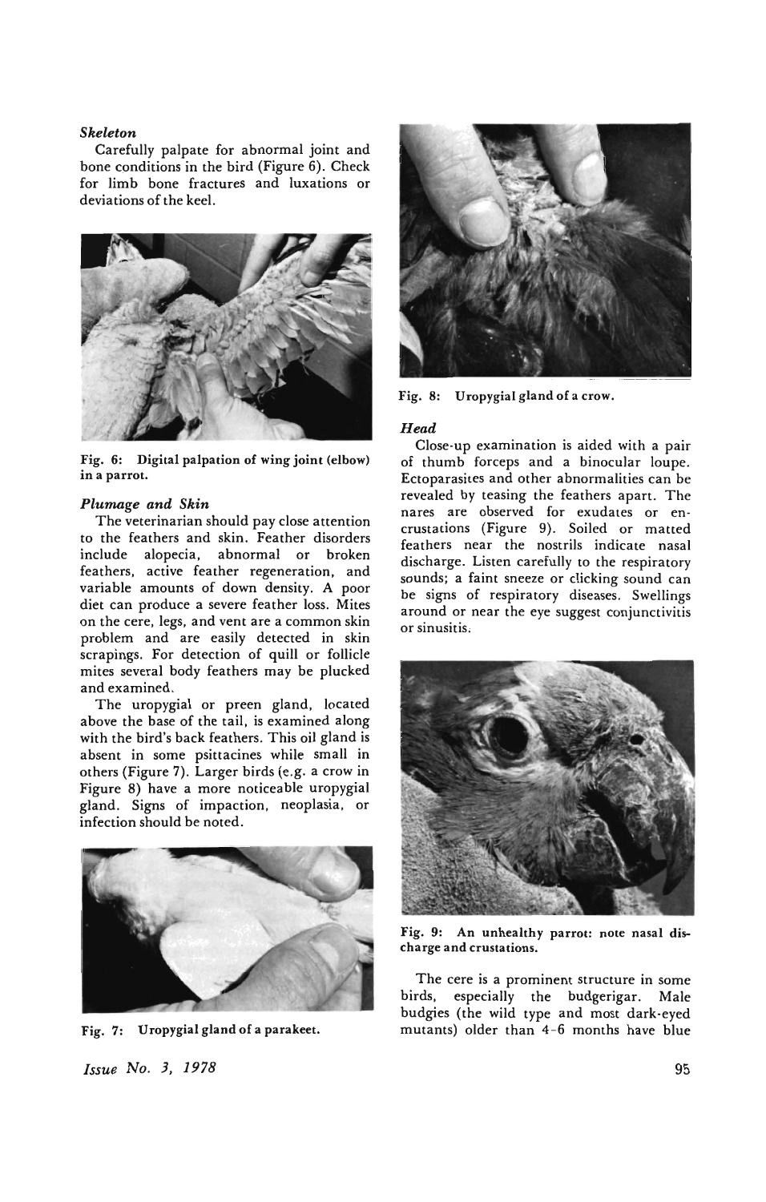### *Skeleton*

Carefully palpate for abnormal joint and bone conditions in the bird (Figure 6). Check for limb bone fractures and luxations or deviations of the keel.

Fig. 6: Digital palpation of wing joint (elbow) in a parrot.

### *Plumage and Skin*

The veterinarian should pay close attention to the feathers and skin. Feather disorders include alopecia, abnormal or broken feathers, active feather regeneration, and variable amounts of down density. A poor diet can produce a severe feather loss. Mites on the cere, legs, and vent are a common skin problem and are easily detected in skin scrapings. For detection of quill or follicle mites several body feathers may be plucked and examined.

The uropygial or preen gland, located above the base of the tail, is examined along with the bird's back feathers. This oil gland is absent in some psittacines while small in others (Figure 7). Larger birds (e.g. a crow in Figure 8) have a more noticeable uropygial gland. Signs of impaction, neoplasia, or infection should be noted.

Fig. 7: Uropygial gland of a parakeet.

Fig. 8: Uropygial gland of a crow.

### *Head*

Close-up examination is aided with a pair of thumb forceps and a binocular loupe. Ectoparasites and other abnormalities can be revealed by teasing the feathers apart. The nares are observed for exudates or encrustations (Figure 9). Soiled or matted feathers near the nostrils indicate nasal discharge. Listen carefully to the respiratory sounds; a faint sneeze or clicking sound can be signs of respiratory diseases. Swellings around or near the eye suggest conjunctivitis or sinusitis.

Fig. 9: An unhealthy parrot: note nasal discharge and crustations.

The cere is a prominent structure in some birds, especially the budgerigar. Male budgies (the wild type and most dark-eyed mutants) older than 4-6 months have blue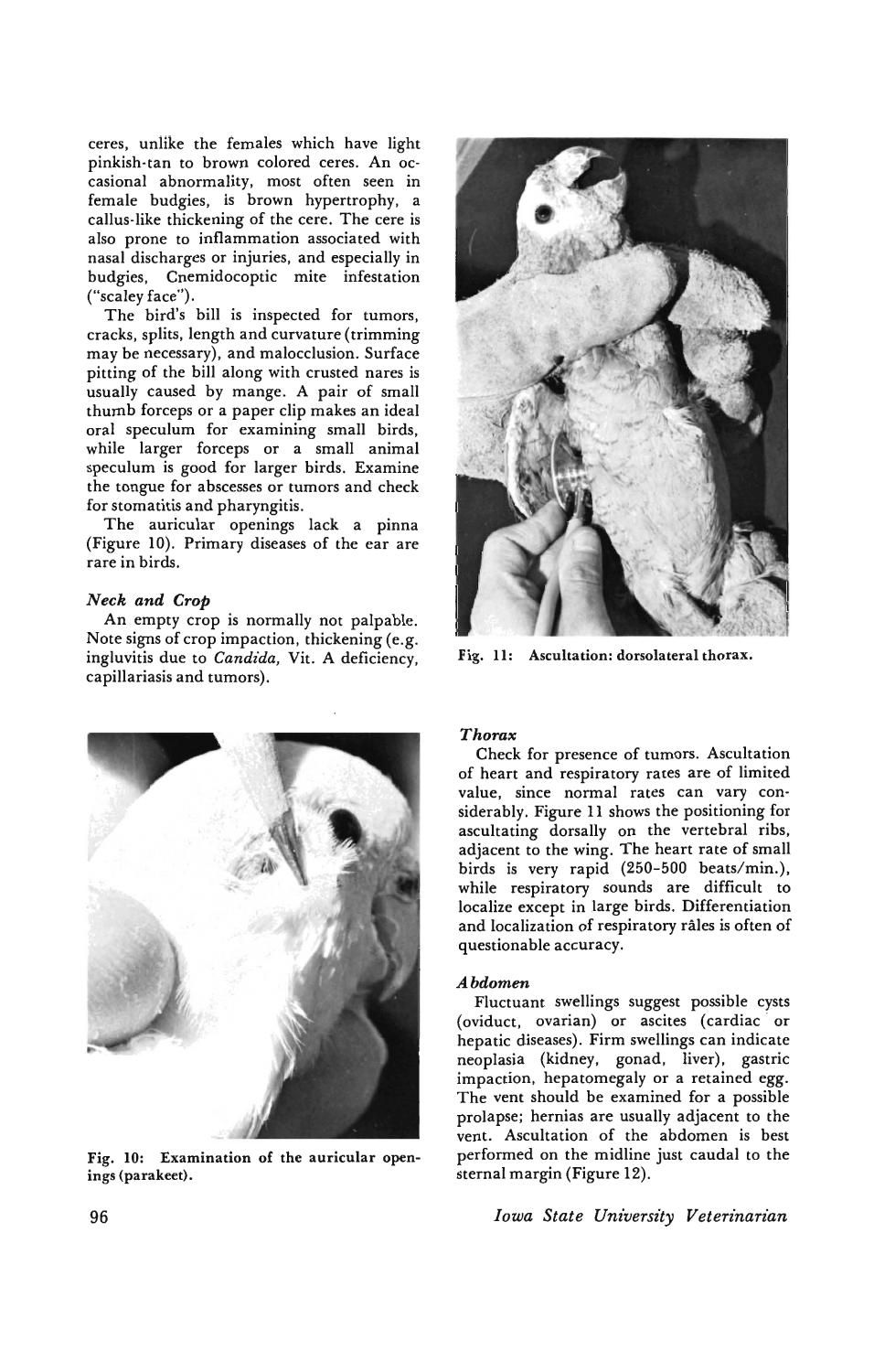ceres, unlike the females which have light pinkish-tan to brown colored ceres. An occasional abnormality, most often seen in female budgies, is brown hypertrophy, a callus-like thickening of the cere. The cere is also prone to inflammation associated with nasal discharges or injuries, and especially in budgies, Cnemidocoptic mite infestation ("scaley face").

The bird's bill is inspected for tumors, cracks, splits, length and curvature (trimming may be necessary), and malocclusion. Surface pitting of the bill along with crusted nares is usually caused by mange. A pair of small thumb forceps or a paper clip makes an ideal oral speculum for examining small birds, while larger forceps or a small animal speculum is good for larger birds. Examine the tongue for abscesses or tumors and check for stomatitis and pharyngitis.

The auricular openings lack a pinna (Figure 10). Primary diseases of the ear are rare in birds.

### *Neck and Crop*

An empty crop is normally not palpable. Note signs of crop impaction, thickening (e.g. ingluvitis due to *Candida*, Vit. A deficiency, capillariasis and tumors).

**Fig. 10: Examination of the auricular openings (parakeet).**

**Fig. 11: Ascultation: dorsolateral thorax.**

### *Thorax*

Check for presence of tumors. Ascultation of heart and respiratory rates are of limited value, since normal rates can vary considerably. Figure 11 shows the positioning for ascultating dorsally on the vertebral ribs, adjacent to the wing. The heart rate of small birds is very rapid (250-500 beats/min.), while respiratory sounds are difficult to localize except in large birds. Differentiation and localization of respiratory râles is often of questionable accuracy.

### *Abdomen*

Fluctuant swellings suggest possible cysts (oviduct, ovarian) or ascites (cardiac or hepatic diseases). Firm swellings can indicate neoplasia (kidney, gonad, liver), gastric impaction, hepatomegaly or a retained egg. The vent should be examined for a possible prolapse; hernias are usually adjacent to the vent. Ascultation of the abdomen is best performed on the midline just caudal to the sternal margin (Figure 12).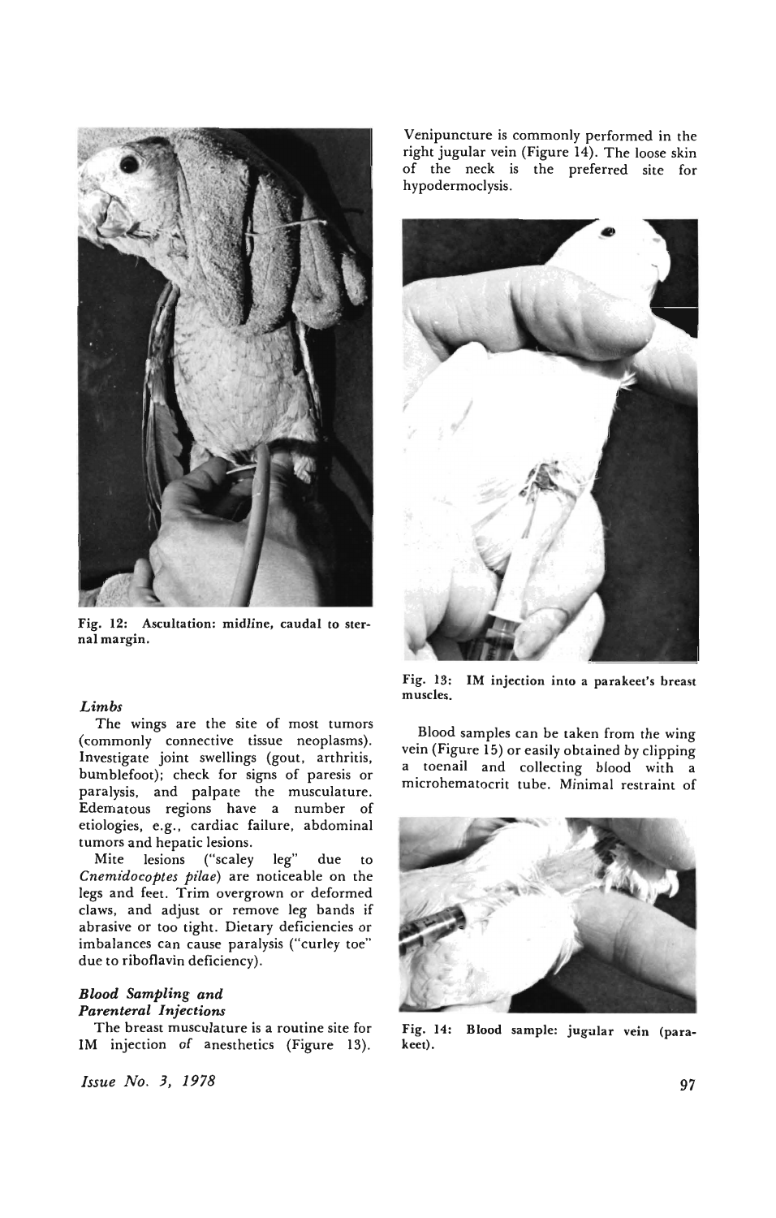Fig. 12: Ascultation: midline, caudal to sternal margin.

### *Limbs*

The wings are the site of most tumors (commonly connective tissue neoplasms). Investigate joint swellings (gout, arthritis, bumblefoot); check for signs of paresis or paralysis, and palpate the musculature. Edematous regions have a number of etiologies, e.g., cardiac failure, abdominal tumors and hepatic lesions.

Mite lesions ("scaley leg" due to *Cnemidocoptes pilae*) are noticeable on the legs and feet. Trim overgrown or deformed claws, and adjust or remove leg bands if abrasive or too tight. Dietary deficiencies or imbalances can cause paralysis ("curley toe" due to riboflavin deficiency).

### *Blood Sampling and Parenteral Injections*

The breast musculature is a routine site for IM injection of anesthetics (Figure 13). Venipuncture is commonly performed in the right jugular vein (Figure 14). The loose skin of the neck is the preferred site for hypodermoclysis.

Fig. 13: IM injection into a parakeet's breast muscles.

Blood samples can be taken from the wing vein (Figure 15) or easily obtained by clipping a toenail and collecting blood with a microhematocrit tube. Minimal restraint of

Fig. 14: Blood sample: jugular vein (parakeet).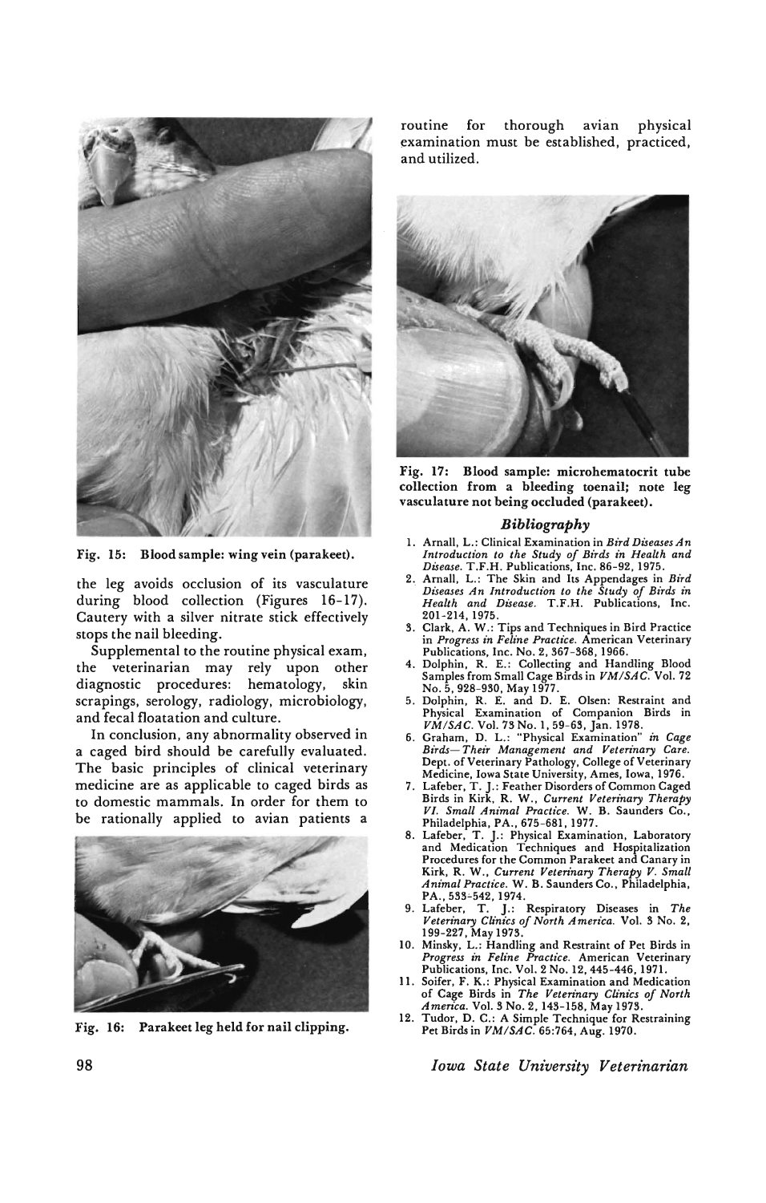Fig. 15: Blood sample: wing vein (parakeet).

the leg avoids occlusion of its vasculature during blood collection (Figures 16-17). Cautery with a silver nitrate stick effectively stops the nail bleeding.

Supplemental to the routine physical exam, the veterinarian may rely upon other diagnostic procedures: hematology, skin scrapings, serology, radiology, microbiology, and fecal floatation and culture.

In conclusion, any abnormality observed in a caged bird should be carefully evaluated. The basic principles of clinical veterinary medicine are as applicable to caged birds as to domestic mammals. In order for them to be rationally applied to avian patients a routine for thorough avian physical examination must be established, practiced, and utilized.

Fig. 16: Parakeet leg held for nail clipping.

Fig. 17: Blood sample: microhematocrit tube collection from a bleeding toenail; note leg vasculature not being occluded (parakeet).

### *Bibliography*

1. Arnall, L.: Clinical Examination in *Bird Diseases An Introduction to the Study of Birds in Health and Disease.* T.F.H. Publications, Inc. 86-92, 1975.
2. Arnall, L.: The Skin and Its Appendages in *Bird Diseases An Introduction to the Study of Birds in Health and Disease.* T.F.H. Publications, Inc. 201-214, 1975.
3. Clark, A. W.: Tips and Techniques in Bird Practice in *Progress in Feline Practice.* American Veterinary Publications, Inc. No. 2, 367-368, 1966.
4. Dolphin, R. E.: Collecting and Handling Blood Samples from Small Cage Birds in *VM/SAC.* Vol. 72 No. 5, 928-930, May 1977.
5. Dolphin, R. E. and D. E. Olsen: Restraint and Physical Examination of Companion Birds in *VM/SAC.* Vol. 73 No. 1, 59-63, Jan. 1978.
6. Graham, D. L.: "Physical Examination" *in Cage Birds—Their Management and Veterinary Care.* Dept. of Veterinary Pathology, College of Veterinary Medicine, Iowa State University, Ames, Iowa, 1976.
7. Lafeber, T. J.: Feather Disorders of Common Caged Birds in Kirk, R. W., *Current Veterinary Therapy VI. Small Animal Practice.* W. B. Saunders Co., Philadelphia, PA., 675-681, 1977.
8. Lafeber, T. J.: Physical Examination, Laboratory and Medication Techniques and Hospitalization Procedures for the Common Parakeet and Canary in Kirk, R. W., *Current Veterinary Therapy V. Small Animal Practice.* W. B. Saunders Co., Philadelphia, PA., 533-542, 1974.
9. Lafeber, T. J.: Respiratory Diseases in *The Veterinary Clinics of North America.* Vol. 3 No. 2, 199-227, May 1973.
10. Minsky, L.: Handling and Restraint of Pet Birds in *Progress in Feline Practice.* American Veterinary Publications, Inc. Vol. 2 No. 12, 445-446, 1971.
11. Soifer, F. K.: Physical Examination and Medication of Cage Birds in *The Veterinary Clinics of North America.* Vol. 3 No. 2, 143-158, May 1973.
12. Tudor, D. C.: A Simple Technique for Restraining Pet Birds in *VM/SAC.* 65:764, Aug. 1970.